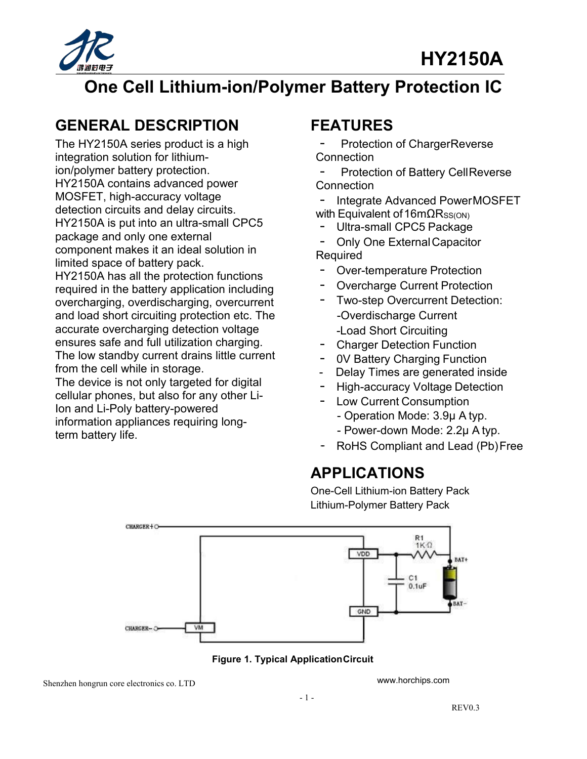# HY2150A

# One Cell Lithium-ion/Polymer Battery Protection IC

## GENERAL DESCRIPTION

The HY2150A series product is a high integration solution for lithium-ion/polymer battery protection.
HY2150A contains advanced power MOSFET, high-accuracy voltage detection circuits and delay circuits.
HY2150A is put into an ultra-small CPC5 package and only one external component makes it an ideal solution in limited space of battery pack.
HY2150A has all the protection functions required in the battery application including overcharging, overdischarging, overcurrent and load short circuiting protection etc. The accurate overcharging detection voltage ensures safe and full utilization charging.
The low standby current drains little current from the cell while in storage.
The device is not only targeted for digital cellular phones, but also for any other Li-Ion and Li-Poly battery-powered information appliances requiring long-term battery life.

## FEATURES

- Protection of Charger Reverse Connection
- Protection of Battery Cell Reverse Connection
- Integrate Advanced Power MOSFET with Equivalent of 16mΩ$R_{SS(ON)}$
- Ultra-small CPC5 Package
- Only One External Capacitor Required
- Over-temperature Protection
- Overcharge Current Protection
- Two-step Overcurrent Detection:
  - -Overdischarge Current
  - -Load Short Circuiting
- Charger Detection Function
- 0V Battery Charging Function
- Delay Times are generated inside
- High-accuracy Voltage Detection
- Low Current Consumption
  - Operation Mode: 3.9μ A typ.
  - Power-down Mode: 2.2μ A typ.
- RoHS Compliant and Lead (Pb) Free

## APPLICATIONS

One-Cell Lithium-ion Battery Pack
Lithium-Polymer Battery Pack

**Figure 1. Typical Application Circuit**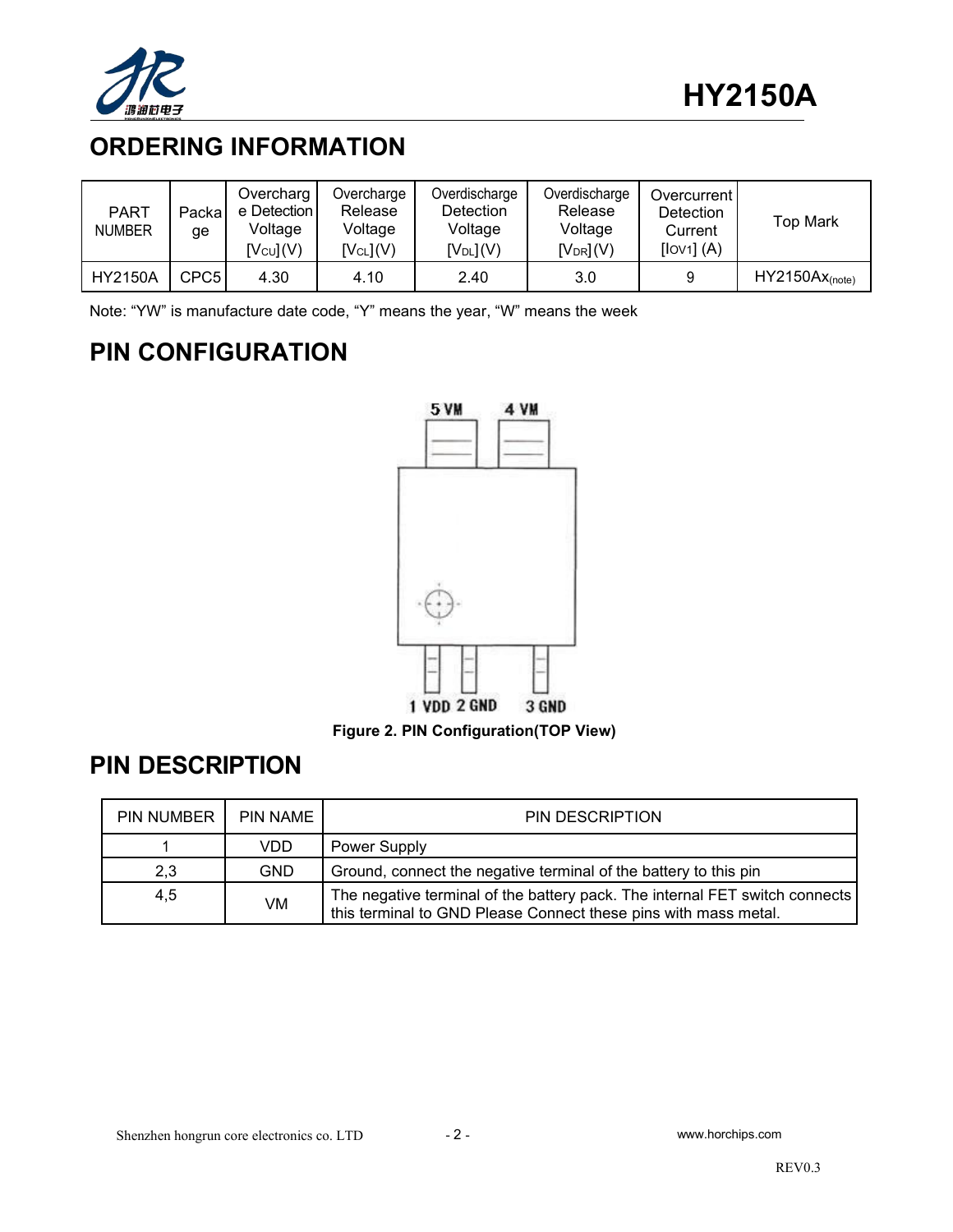## ORDERING INFORMATION

| PART NUMBER | Package | Overcharge Detection Voltage [$V_{CU}$](V) | Overcharge Release Voltage [$V_{CL}$](V) | Overdischarge Detection Voltage [$V_{DL}$](V) | Overdischarge Release Voltage [$V_{DR}$](V) | Overcurrent Detection Current [$I_{OV1}$] (A) | Top Mark |
|---|---|---|---|---|---|---|---|
| HY2150A | CPC5 | 4.30 | 4.10 | 2.40 | 3.0 | 9 | HY2150Ax(note) |

Note: "YW" is manufacture date code, "Y" means the year, "W" means the week

## PIN CONFIGURATION

5 VM　4 VM

1 VDD　2 GND　3 GND

**Figure 2. PIN Configuration(TOP View)**

## PIN DESCRIPTION

| PIN NUMBER | PIN NAME | PIN DESCRIPTION |
|---|---|---|
| 1 | VDD | Power Supply |
| 2,3 | GND | Ground, connect the negative terminal of the battery to this pin |
| 4,5 | VM | The negative terminal of the battery pack. The internal FET switch connects this terminal to GND Please Connect these pins with mass metal. |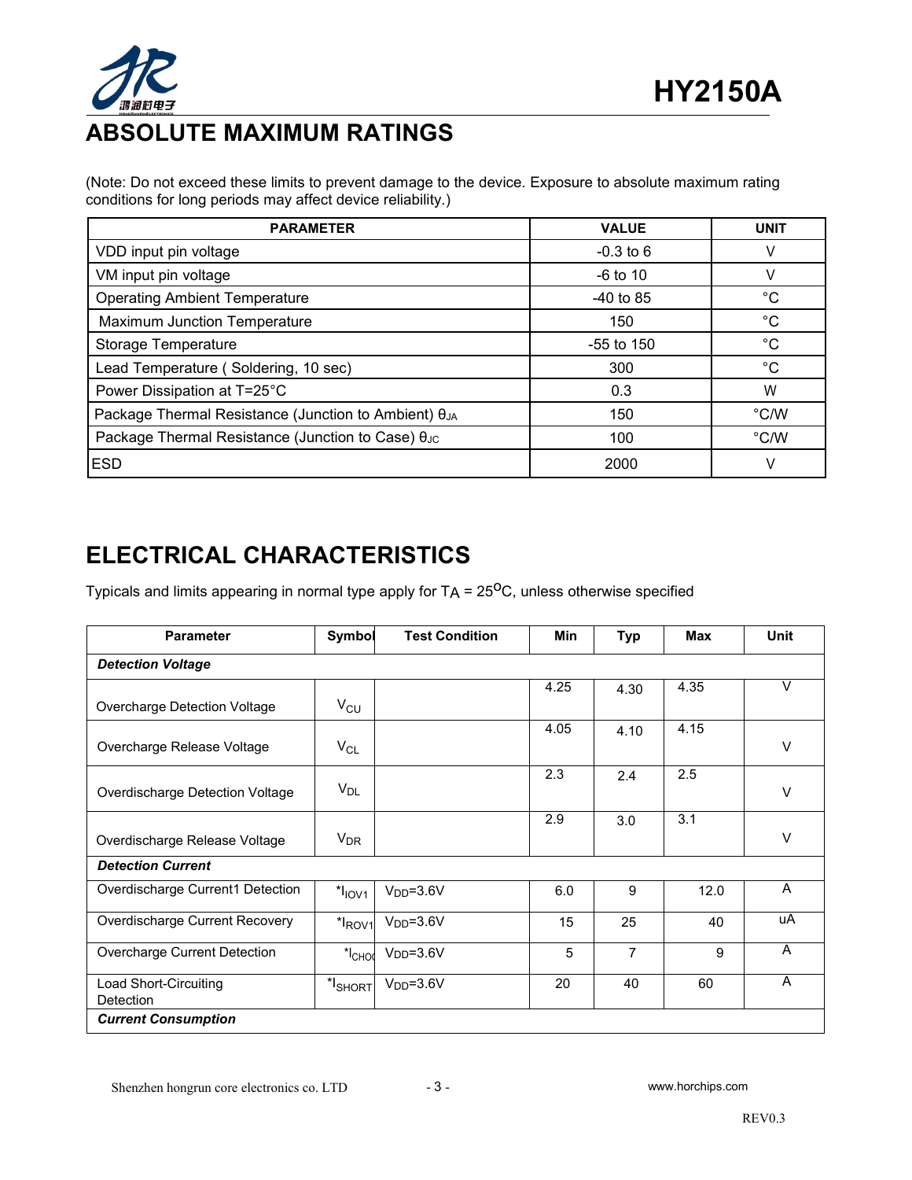## ABSOLUTE MAXIMUM RATINGS

(Note: Do not exceed these limits to prevent damage to the device. Exposure to absolute maximum rating conditions for long periods may affect device reliability.)

| PARAMETER | VALUE | UNIT |
|---|---|---|
| VDD input pin voltage | -0.3 to 6 | V |
| VM input pin voltage | -6 to 10 | V |
| Operating Ambient Temperature | -40 to 85 | °C |
| Maximum Junction Temperature | 150 | °C |
| Storage Temperature | -55 to 150 | °C |
| Lead Temperature ( Soldering, 10 sec) | 300 | °C |
| Power Dissipation at T=25°C | 0.3 | W |
| Package Thermal Resistance (Junction to Ambient) $\theta_{JA}$ | 150 | °C/W |
| Package Thermal Resistance (Junction to Case) $\theta_{JC}$ | 100 | °C/W |
| ESD | 2000 | V |

## ELECTRICAL CHARACTERISTICS

Typicals and limits appearing in normal type apply for $T_A$ = 25$^O$C, unless otherwise specified

| Parameter | Symbol | Test Condition | Min | Typ | Max | Unit |
|---|---|---|---|---|---|---|
| ***Detection Voltage*** | | | | | | |
| Overcharge Detection Voltage | $V_{CU}$ | | 4.25 | 4.30 | 4.35 | V |
| Overcharge Release Voltage | $V_{CL}$ | | 4.05 | 4.10 | 4.15 | V |
| Overdischarge Detection Voltage | $V_{DL}$ | | 2.3 | 2.4 | 2.5 | V |
| Overdischarge Release Voltage | $V_{DR}$ | | 2.9 | 3.0 | 3.1 | V |
| ***Detection Current*** | | | | | | |
| Overdischarge Current1 Detection | $*I_{IOV1}$ | $V_{DD}$=3.6V | 6.0 | 9 | 12.0 | A |
| Overdischarge Current Recovery | $*I_{ROV1}$ | $V_{DD}$=3.6V | 15 | 25 | 40 | uA |
| Overcharge Current Detection | $*I_{CHOC}$ | $V_{DD}$=3.6V | 5 | 7 | 9 | A |
| Load Short-Circuiting Detection | $*I_{SHORT}$ | $V_{DD}$=3.6V | 20 | 40 | 60 | A |
| ***Current Consumption*** | | | | | | |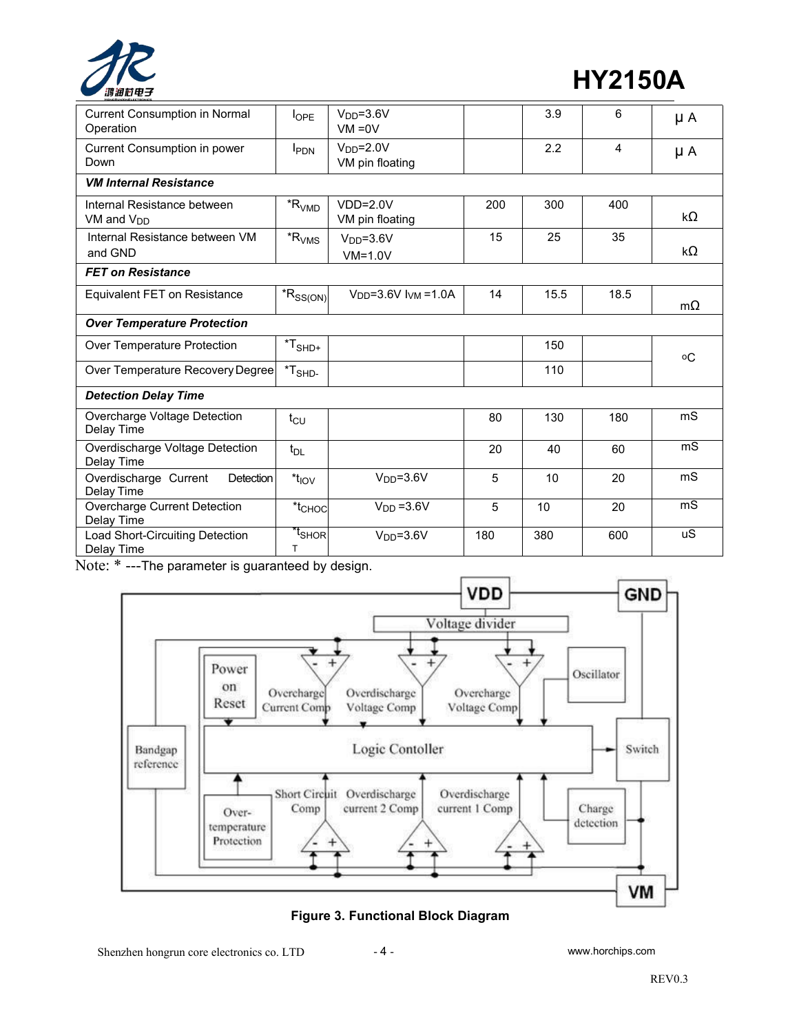| Current Consumption in Normal Operation | $I_{OPE}$ | $V_{DD}$=3.6V VM =0V | | 3.9 | 6 | μ A |
|---|---|---|---|---|---|---|
| Current Consumption in power Down | $I_{PDN}$ | $V_{DD}$=2.0V VM pin floating | | 2.2 | 4 | μ A |
| ***VM Internal Resistance*** | | | | | | |
| Internal Resistance between VM and $V_{DD}$ | *$R_{VMD}$ | VDD=2.0V VM pin floating | 200 | 300 | 400 | kΩ |
| Internal Resistance between VM and GND | *$R_{VMS}$ | $V_{DD}$=3.6V VM=1.0V | 15 | 25 | 35 | kΩ |
| ***FET on Resistance*** | | | | | | |
| Equivalent FET on Resistance | *$R_{SS(ON)}$ | VDD=3.6V $I_{VM}$ =1.0A | 14 | 15.5 | 18.5 | mΩ |
| ***Over Temperature Protection*** | | | | | | |
| Over Temperature Protection | *$T_{SHD+}$ | | | 150 | | oC |
| Over Temperature Recovery Degree | *$T_{SHD-}$ | | | 110 | | oC |
| ***Detection Delay Time*** | | | | | | |
| Overcharge Voltage Detection Delay Time | $t_{CU}$ | | 80 | 130 | 180 | mS |
| Overdischarge Voltage Detection Delay Time | $t_{DL}$ | | 20 | 40 | 60 | mS |
| Overdischarge Current Detection Delay Time | *$t_{IOV}$ | $V_{DD}$=3.6V | 5 | 10 | 20 | mS |
| Overcharge Current Detection Delay Time | *$t_{CHOC}$ | $V_{DD}$ =3.6V | 5 | 10 | 20 | mS |
| Load Short-Circuiting Detection Delay Time | *$t_{SHORT}$ | $V_{DD}$=3.6V | 180 | 380 | 600 | uS |

Note: * ---The parameter is guaranteed by design.

**Figure 3. Functional Block Diagram**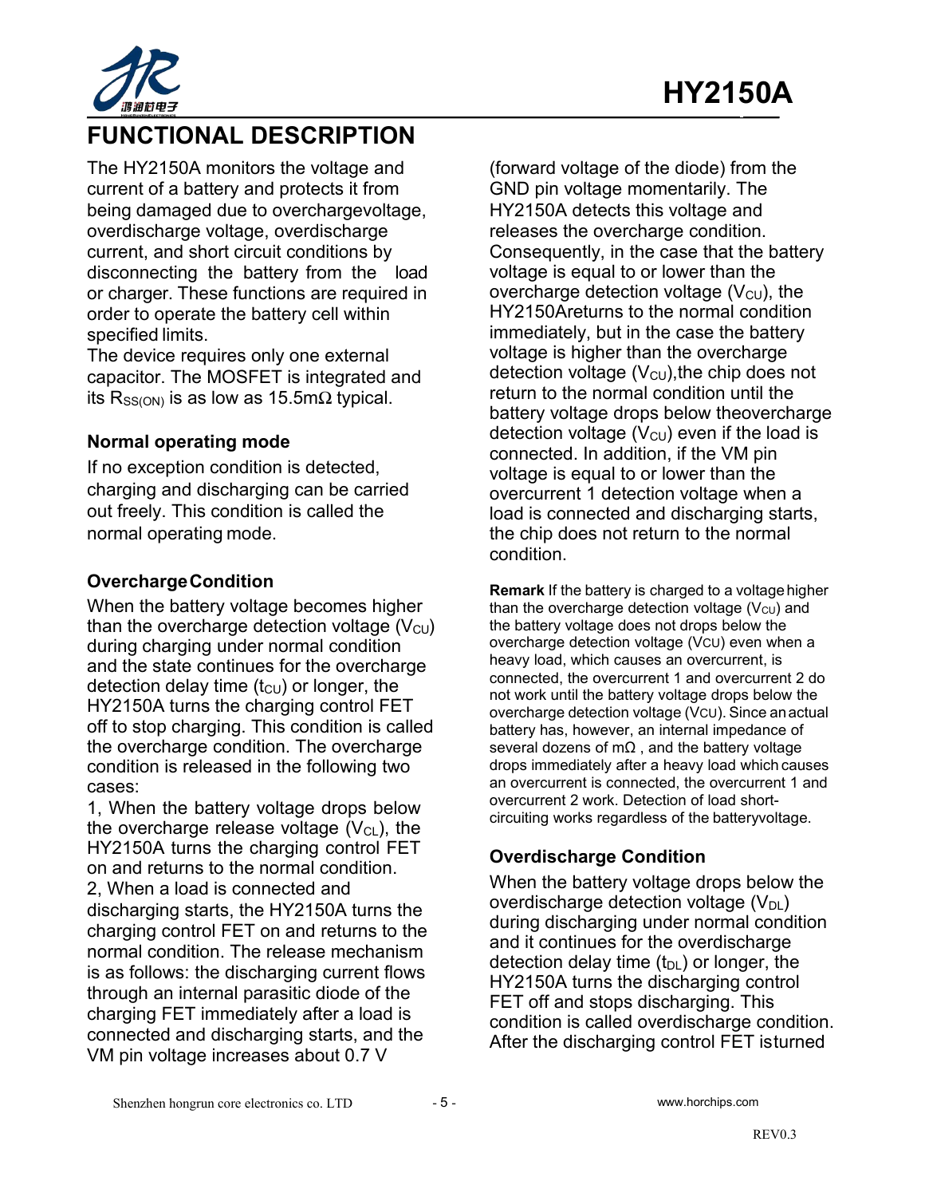## FUNCTIONAL DESCRIPTION

The HY2150A monitors the voltage and current of a battery and protects it from being damaged due to overchargevoltage, overdischarge voltage, overdischarge current, and short circuit conditions by disconnecting the battery from the load or charger. These functions are required in order to operate the battery cell within specified limits.

The device requires only one external capacitor. The MOSFET is integrated and its $R_{SS(ON)}$ is as low as 15.5mΩ typical.

### Normal operating mode

If no exception condition is detected, charging and discharging can be carried out freely. This condition is called the normal operating mode.

### Overcharge Condition

When the battery voltage becomes higher than the overcharge detection voltage ($V_{CU}$) during charging under normal condition and the state continues for the overcharge detection delay time ($t_{CU}$) or longer, the HY2150A turns the charging control FET off to stop charging. This condition is called the overcharge condition. The overcharge condition is released in the following two cases:

1, When the battery voltage drops below the overcharge release voltage ($V_{CL}$), the HY2150A turns the charging control FET on and returns to the normal condition.

2, When a load is connected and discharging starts, the HY2150A turns the charging control FET on and returns to the normal condition. The release mechanism is as follows: the discharging current flows through an internal parasitic diode of the charging FET immediately after a load is connected and discharging starts, and the VM pin voltage increases about 0.7 V (forward voltage of the diode) from the GND pin voltage momentarily. The HY2150A detects this voltage and releases the overcharge condition. Consequently, in the case that the battery voltage is equal to or lower than the overcharge detection voltage ($V_{CU}$), the HY2150Areturns to the normal condition immediately, but in the case the battery voltage is higher than the overcharge detection voltage ($V_{CU}$),the chip does not return to the normal condition until the battery voltage drops below theovercharge detection voltage ($V_{CU}$) even if the load is connected. In addition, if the VM pin voltage is equal to or lower than the overcurrent 1 detection voltage when a load is connected and discharging starts, the chip does not return to the normal condition.

**Remark** If the battery is charged to a voltage higher than the overcharge detection voltage ($V_{CU}$) and the battery voltage does not drops below the overcharge detection voltage ($V_{CU}$) even when a heavy load, which causes an overcurrent, is connected, the overcurrent 1 and overcurrent 2 do not work until the battery voltage drops below the overcharge detection voltage ($V_{CU}$). Since an actual battery has, however, an internal impedance of several dozens of mΩ , and the battery voltage drops immediately after a heavy load which causes an overcurrent is connected, the overcurrent 1 and overcurrent 2 work. Detection of load short-circuiting works regardless of the batteryvoltage.

### Overdischarge Condition

When the battery voltage drops below the overdischarge detection voltage ($V_{DL}$) during discharging under normal condition and it continues for the overdischarge detection delay time ($t_{DL}$) or longer, the HY2150A turns the discharging control FET off and stops discharging. This condition is called overdischarge condition. After the discharging control FET isturned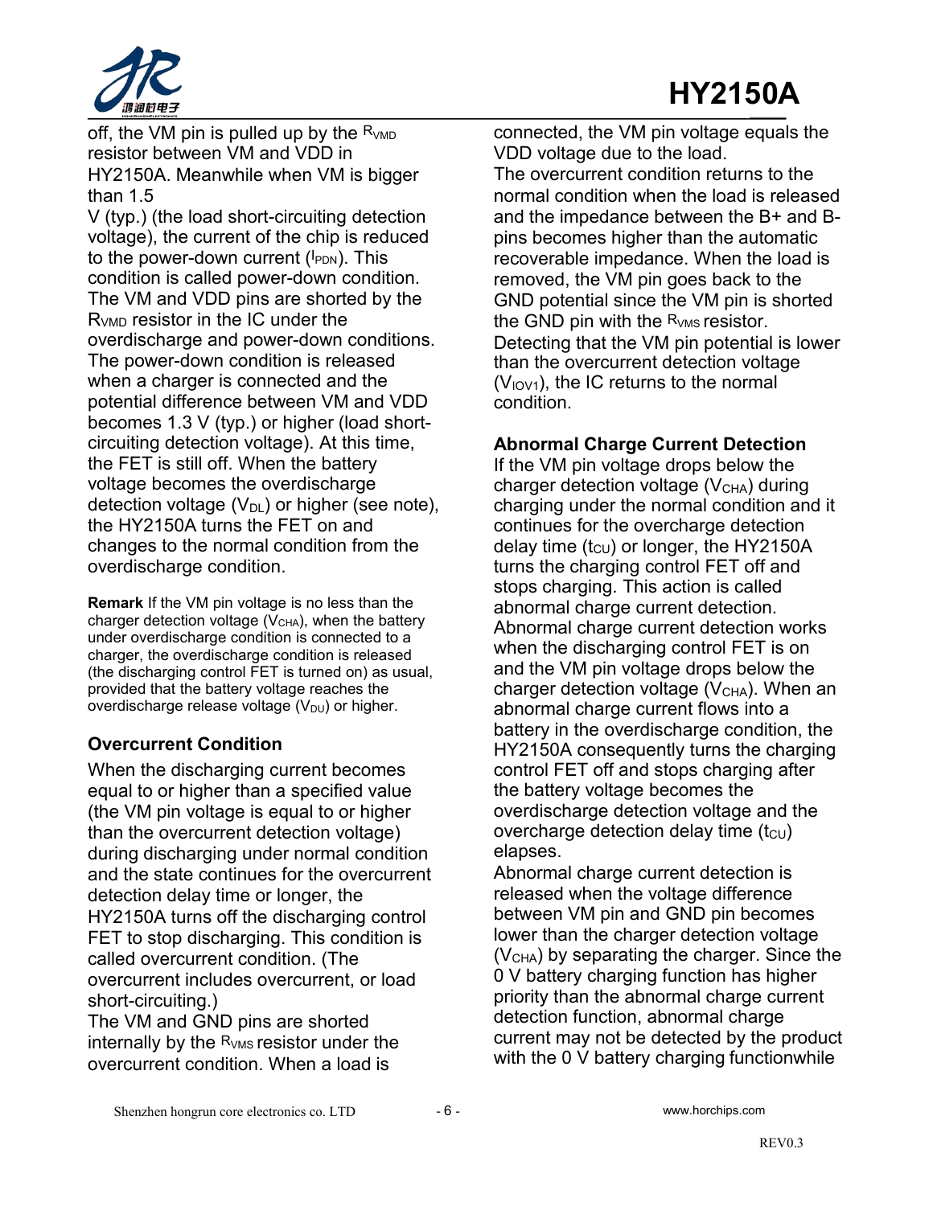off, the VM pin is pulled up by the $R_{VMD}$ resistor between VM and VDD in HY2150A. Meanwhile when VM is bigger than 1.5 V (typ.) (the load short-circuiting detection voltage), the current of the chip is reduced to the power-down current ($I_{PDN}$). This condition is called power-down condition. The VM and VDD pins are shorted by the $R_{VMD}$ resistor in the IC under the overdischarge and power-down conditions. The power-down condition is released when a charger is connected and the potential difference between VM and VDD becomes 1.3 V (typ.) or higher (load short-circuiting detection voltage). At this time, the FET is still off. When the battery voltage becomes the overdischarge detection voltage ($V_{DL}$) or higher (see note), the HY2150A turns the FET on and changes to the normal condition from the overdischarge condition.

**Remark** If the VM pin voltage is no less than the charger detection voltage ($V_{CHA}$), when the battery under overdischarge condition is connected to a charger, the overdischarge condition is released (the discharging control FET is turned on) as usual, provided that the battery voltage reaches the overdischarge release voltage ($V_{DU}$) or higher.

### Overcurrent Condition

When the discharging current becomes equal to or higher than a specified value (the VM pin voltage is equal to or higher than the overcurrent detection voltage) during discharging under normal condition and the state continues for the overcurrent detection delay time or longer, the HY2150A turns off the discharging control FET to stop discharging. This condition is called overcurrent condition. (The overcurrent includes overcurrent, or load short-circuiting.)

The VM and GND pins are shorted internally by the $R_{VMS}$ resistor under the overcurrent condition. When a load is connected, the VM pin voltage equals the VDD voltage due to the load.

The overcurrent condition returns to the normal condition when the load is released and the impedance between the B+ and B- pins becomes higher than the automatic recoverable impedance. When the load is removed, the VM pin goes back to the GND potential since the VM pin is shorted the GND pin with the $R_{VMS}$ resistor. Detecting that the VM pin potential is lower than the overcurrent detection voltage ($V_{IOV1}$), the IC returns to the normal condition.

### Abnormal Charge Current Detection

If the VM pin voltage drops below the charger detection voltage ($V_{CHA}$) during charging under the normal condition and it continues for the overcharge detection delay time ($t_{CU}$) or longer, the HY2150A turns the charging control FET off and stops charging. This action is called abnormal charge current detection. Abnormal charge current detection works when the discharging control FET is on and the VM pin voltage drops below the charger detection voltage ($V_{CHA}$). When an abnormal charge current flows into a battery in the overdischarge condition, the HY2150A consequently turns the charging control FET off and stops charging after the battery voltage becomes the overdischarge detection voltage and the overcharge detection delay time ($t_{CU}$) elapses.

Abnormal charge current detection is released when the voltage difference between VM pin and GND pin becomes lower than the charger detection voltage ($V_{CHA}$) by separating the charger. Since the 0 V battery charging function has higher priority than the abnormal charge current detection function, abnormal charge current may not be detected by the product with the 0 V battery charging functionwhile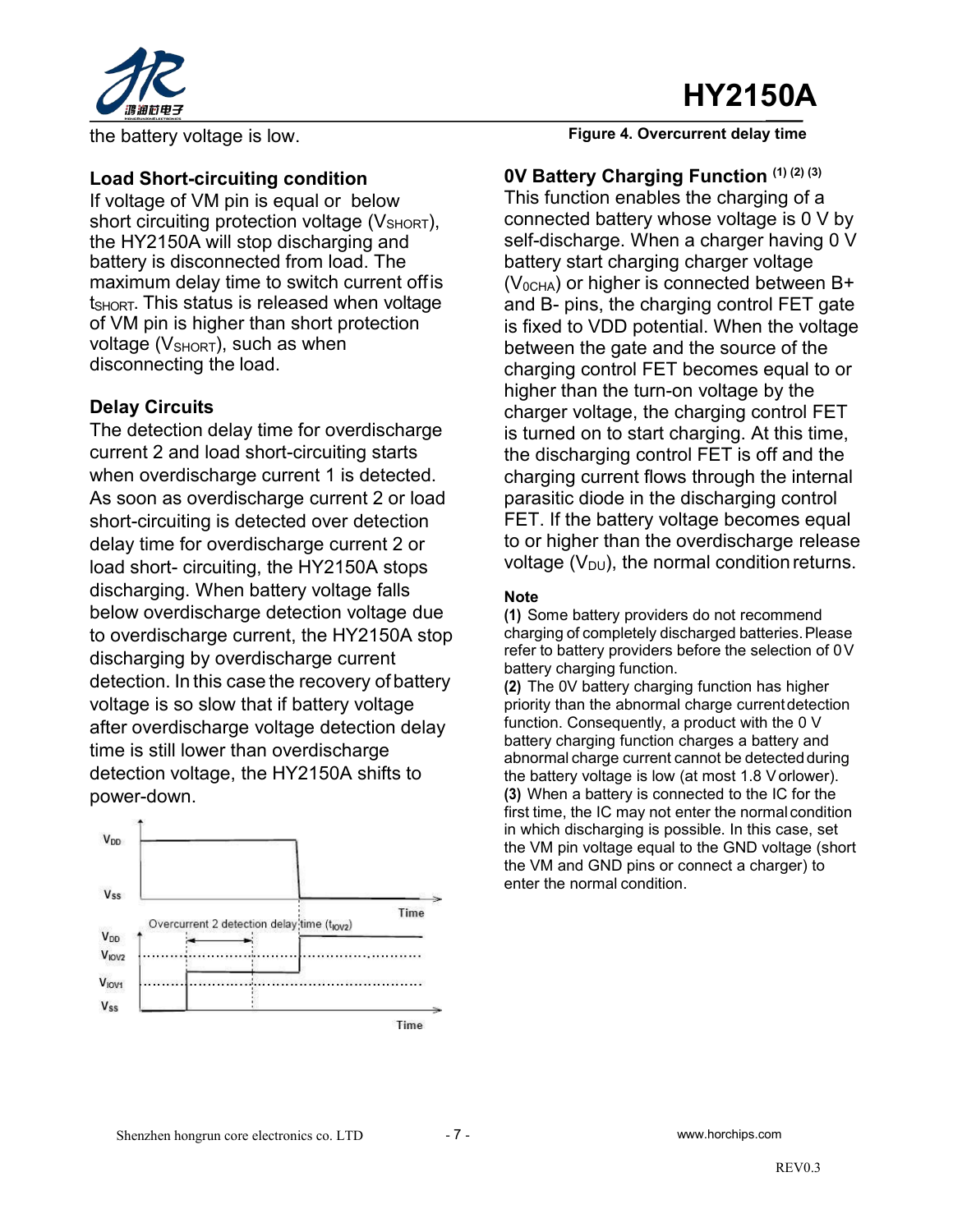the battery voltage is low.

### Load Short-circuiting condition

If voltage of VM pin is equal or below short circuiting protection voltage ($V_{SHORT}$), the HY2150A will stop discharging and battery is disconnected from load. The maximum delay time to switch current off is $t_{SHORT}$. This status is released when voltage of VM pin is higher than short protection voltage ($V_{SHORT}$), such as when disconnecting the load.

### Delay Circuits

The detection delay time for overdischarge current 2 and load short-circuiting starts when overdischarge current 1 is detected. As soon as overdischarge current 2 or load short-circuiting is detected over detection delay time for overdischarge current 2 or load short- circuiting, the HY2150A stops discharging. When battery voltage falls below overdischarge detection voltage due to overdischarge current, the HY2150A stop discharging by overdischarge current detection. In this case the recovery of battery voltage is so slow that if battery voltage after overdischarge voltage detection delay time is still lower than overdischarge detection voltage, the HY2150A shifts to power-down.

$V_{DD}$ $V_{SS}$ Time

Overcurrent 2 detection delay time ($t_{IOV2}$)

$V_{DD}$ $V_{IOV2}$ $V_{IOV1}$ $V_{SS}$ Time

**Figure 4. Overcurrent delay time**

### 0V Battery Charging Function (1) (2) (3)

This function enables the charging of a connected battery whose voltage is 0 V by self-discharge. When a charger having 0 V battery start charging charger voltage ($V_{0CHA}$) or higher is connected between B+ and B- pins, the charging control FET gate is fixed to VDD potential. When the voltage between the gate and the source of the charging control FET becomes equal to or higher than the turn-on voltage by the charger voltage, the charging control FET is turned on to start charging. At this time, the discharging control FET is off and the charging current flows through the internal parasitic diode in the discharging control FET. If the battery voltage becomes equal to or higher than the overdischarge release voltage ($V_{DU}$), the normal condition returns.

**Note**

**(1)** Some battery providers do not recommend charging of completely discharged batteries. Please refer to battery providers before the selection of 0V battery charging function.

**(2)** The 0V battery charging function has higher priority than the abnormal charge current detection function. Consequently, a product with the 0 V battery charging function charges a battery and abnormal charge current cannot be detected during the battery voltage is low (at most 1.8 V or lower).

**(3)** When a battery is connected to the IC for the first time, the IC may not enter the normal condition in which discharging is possible. In this case, set the VM pin voltage equal to the GND voltage (short the VM and GND pins or connect a charger) to enter the normal condition.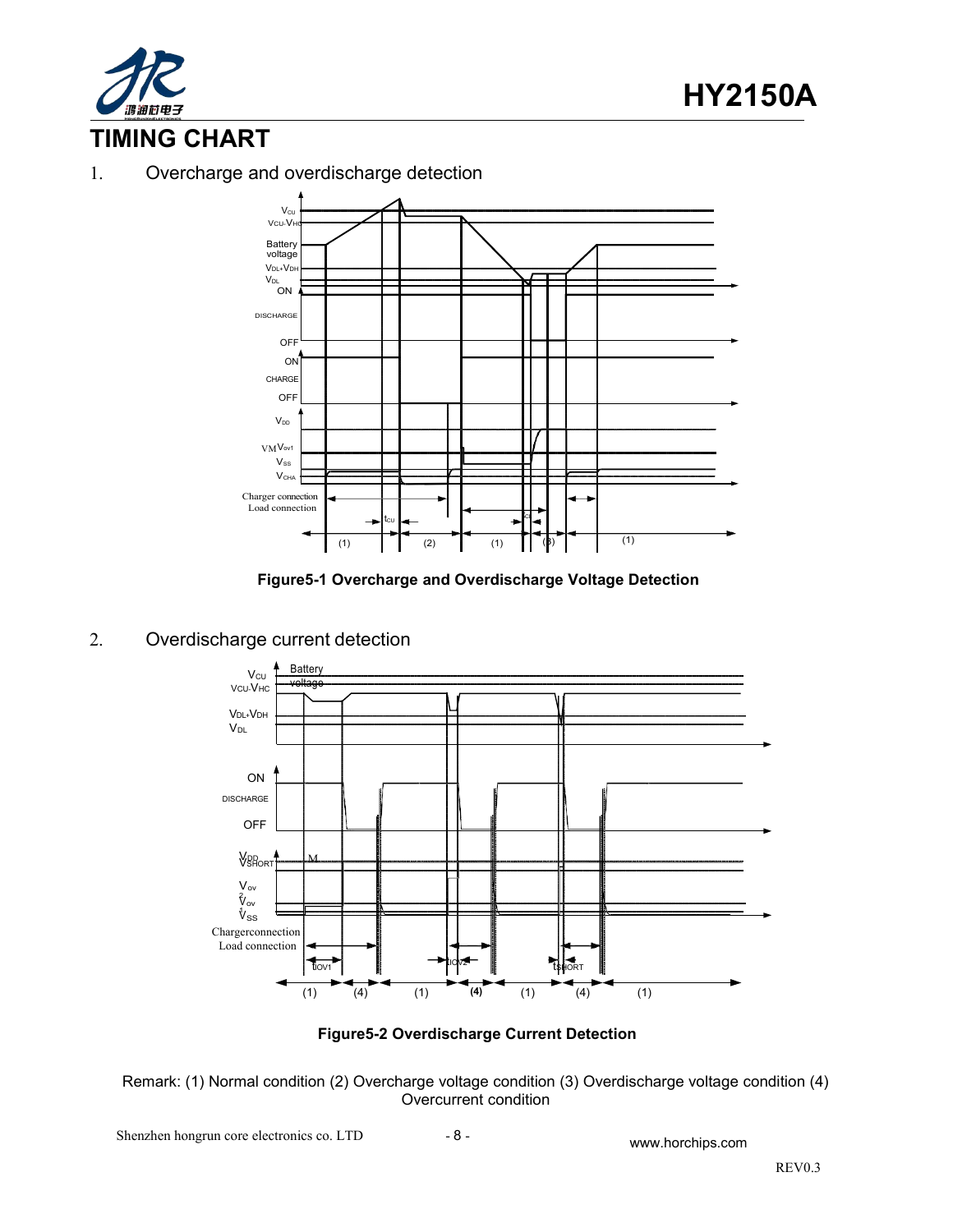## TIMING CHART

1. Overcharge and overdischarge detection

**Figure5-1 Overcharge and Overdischarge Voltage Detection**

2. Overdischarge current detection

**Figure5-2 Overdischarge Current Detection**

Remark: (1) Normal condition (2) Overcharge voltage condition (3) Overdischarge voltage condition (4) Overcurrent condition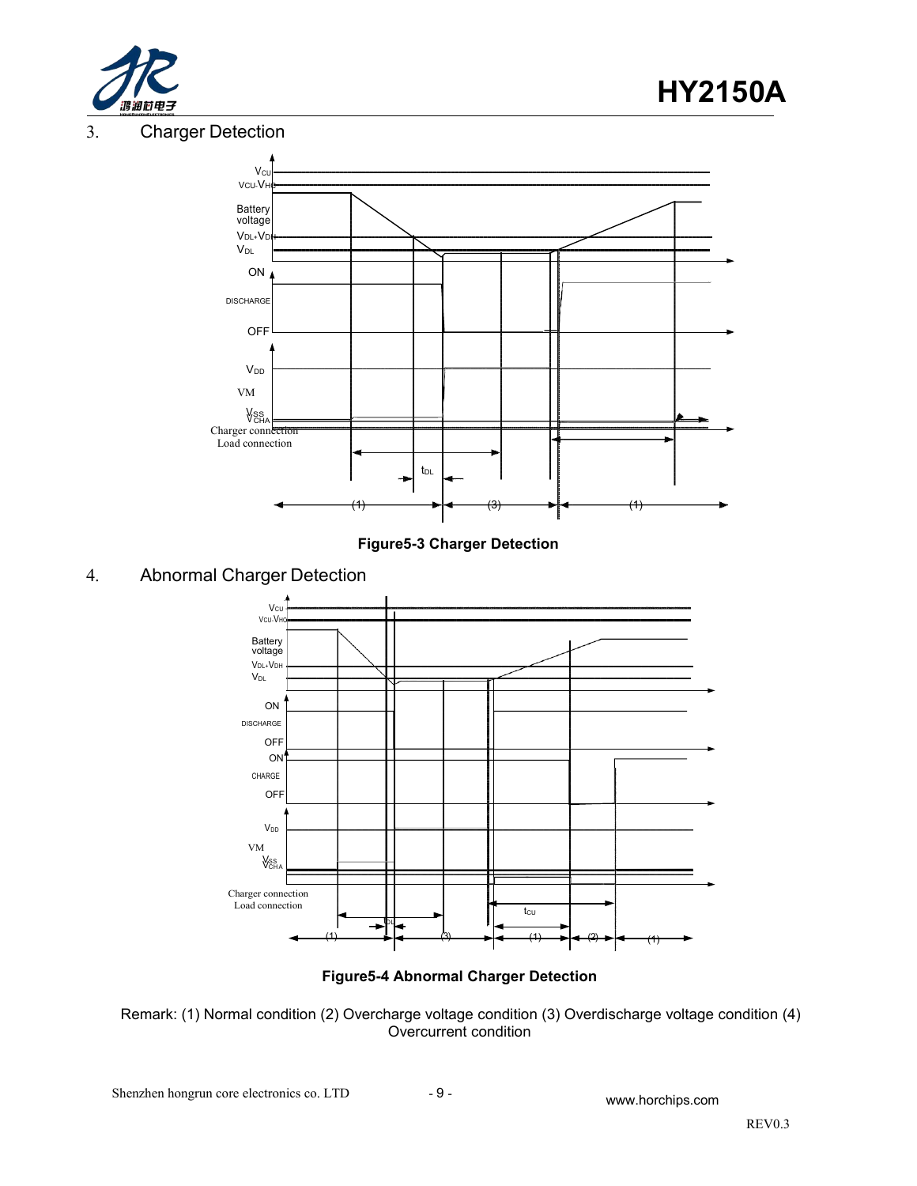3. Charger Detection

**Figure5-3 Charger Detection**

4. Abnormal Charger Detection

**Figure5-4 Abnormal Charger Detection**

Remark: (1) Normal condition (2) Overcharge voltage condition (3) Overdischarge voltage condition (4) Overcurrent condition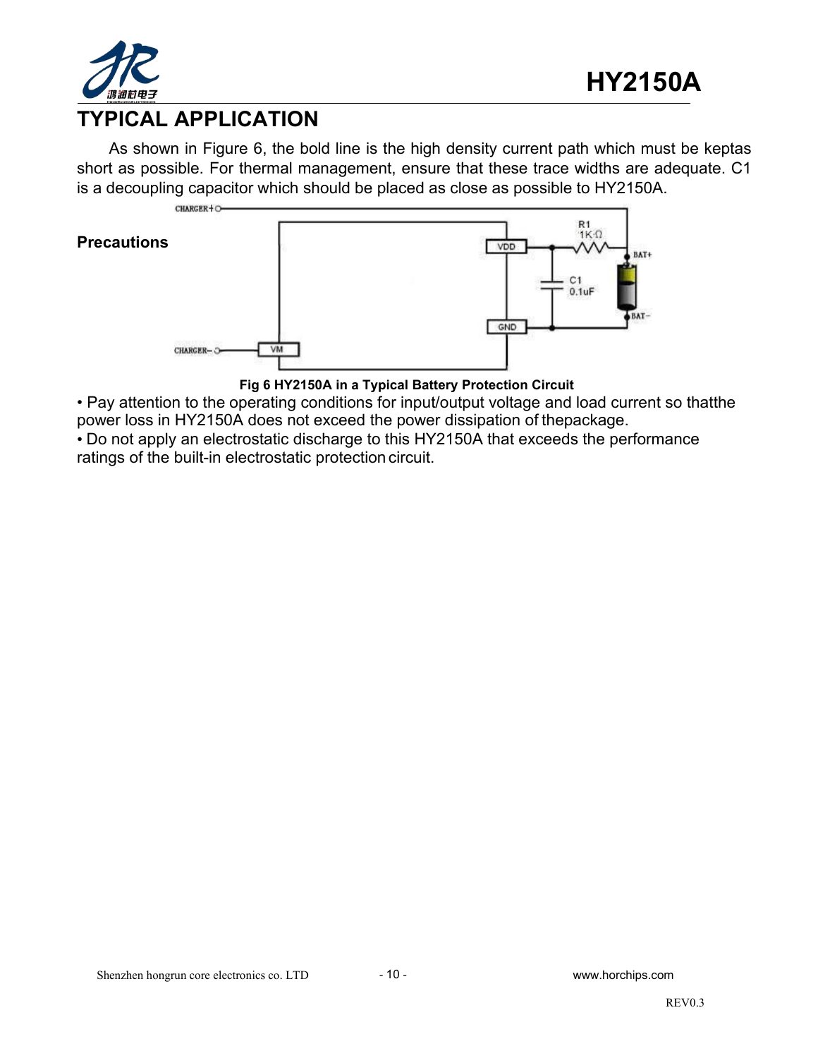## TYPICAL APPLICATION

As shown in Figure 6, the bold line is the high density current path which must be keptas short as possible. For thermal management, ensure that these trace widths are adequate. C1 is a decoupling capacitor which should be placed as close as possible to HY2150A.

**Precautions**

Fig 6 HY2150A in a Typical Battery Protection Circuit

• Pay attention to the operating conditions for input/output voltage and load current so thatthe power loss in HY2150A does not exceed the power dissipation of thepackage.

• Do not apply an electrostatic discharge to this HY2150A that exceeds the performance ratings of the built-in electrostatic protection circuit.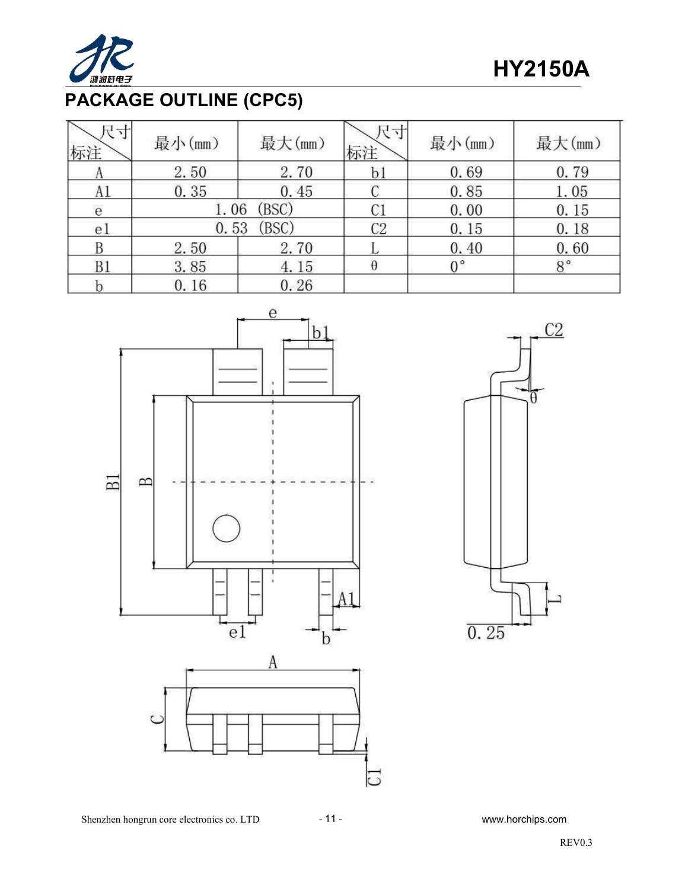## PACKAGE OUTLINE (CPC5)

| 尺寸 标注 | 最小(mm) | 最大(mm) | 尺寸 标注 | 最小(mm) | 最大(mm) |
|---|---|---|---|---|---|
| A | 2.50 | 2.70 | b1 | 0.69 | 0.79 |
| A1 | 0.35 | 0.45 | C | 0.85 | 1.05 |
| e | 1.06 (BSC) | | C1 | 0.00 | 0.15 |
| e1 | 0.53 (BSC) | | C2 | 0.15 | 0.18 |
| B | 2.50 | 2.70 | L | 0.40 | 0.60 |
| B1 | 3.85 | 4.15 | θ | 0° | 8° |
| b | 0.16 | 0.26 | | | |

e
b1
C2
θ
B1
B
A1
e1
b
L
0.25
A
C
C1